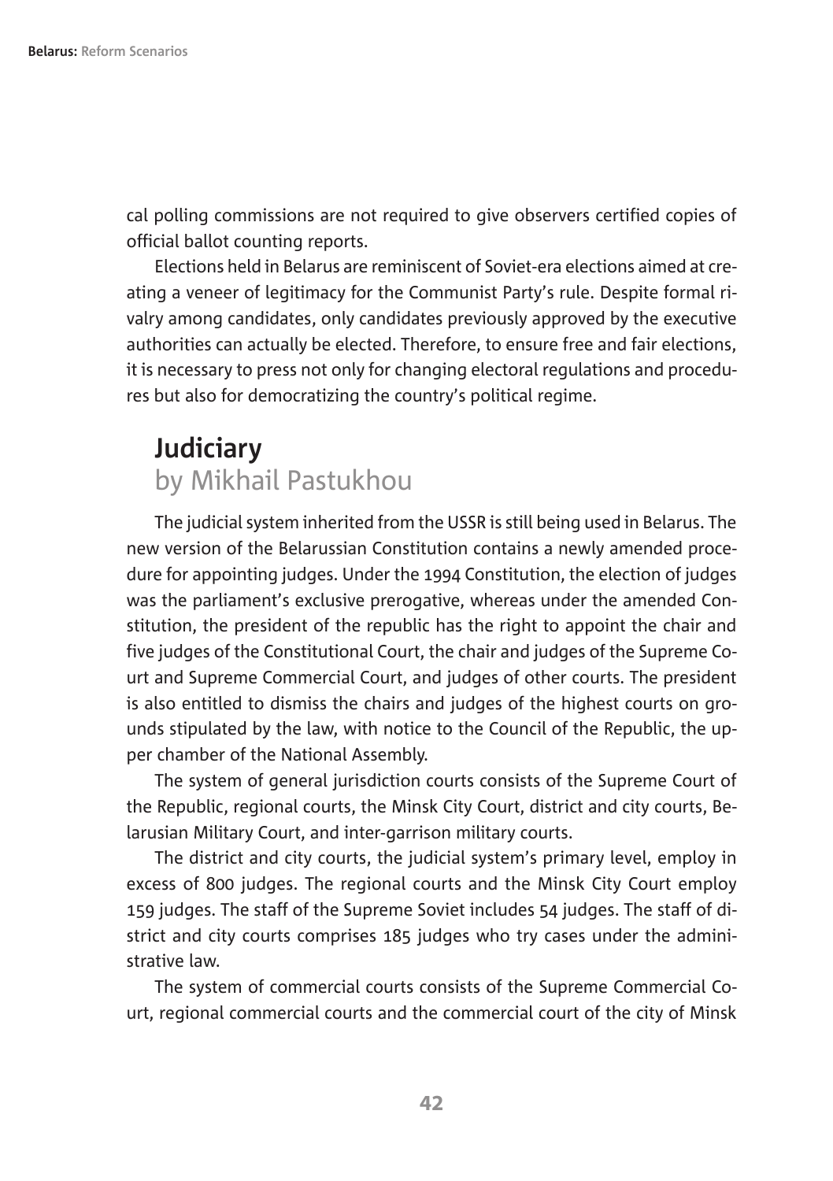cal polling commissions are not required to give observers certified copies of official ballot counting reports.

Elections held in Belarus are reminiscent of Soviet-era elections aimed at creating a veneer of legitimacy for the Communist Party's rule. Despite formal rivalry among candidates, only candidates previously approved by the executive authorities can actually be elected. Therefore, to ensure free and fair elections, it is necessary to press not only for changing electoral regulations and procedures but also for democratizing the country's political regime.

## Judiciary

### by Mikhail Pastukhou

The judicial system inherited from the USSR is still being used in Belarus. The new version of the Belarussian Constitution contains a newly amended procedure for appointing judges. Under the 1994 Constitution, the election of judges was the parliament's exclusive prerogative, whereas under the amended Constitution, the president of the republic has the right to appoint the chair and five judges of the Constitutional Court, the chair and judges of the Supreme Court and Supreme Commercial Court, and judges of other courts. The president is also entitled to dismiss the chairs and judges of the highest courts on grounds stipulated by the law, with notice to the Council of the Republic, the upper chamber of the National Assembly.

The system of general jurisdiction courts consists of the Supreme Court of the Republic, regional courts, the Minsk City Court, district and city courts, Belarusian Military Court, and inter-garrison military courts.

The district and city courts, the judicial system's primary level, employ in excess of 800 judges. The regional courts and the Minsk City Court employ 159 judges. The staff of the Supreme Soviet includes 54 judges. The staff of district and city courts comprises 185 judges who try cases under the administrative law.

The system of commercial courts consists of the Supreme Commercial Court, regional commercial courts and the commercial court of the city of Minsk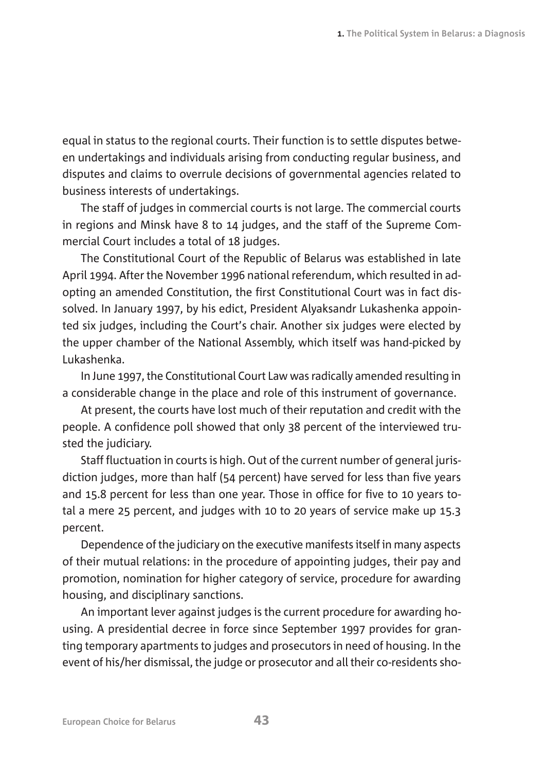equal in status to the regional courts. Their function is to settle disputes between undertakings and individuals arising from conducting regular business, and disputes and claims to overrule decisions of governmental agencies related to business interests of undertakings.

The staff of judges in commercial courts is not large. The commercial courts in regions and Minsk have 8 to 14 judges, and the staff of the Supreme Commercial Court includes a total of 18 judges.

The Constitutional Court of the Republic of Belarus was established in late April 1994. After the November 1996 national referendum, which resulted in adopting an amended Constitution, the first Constitutional Court was in fact dissolved. In January 1997, by his edict, President Alyaksandr Lukashenka appointed six judges, including the Court's chair. Another six judges were elected by the upper chamber of the National Assembly, which itself was hand-picked by Lukashenka.

In June 1997, the Constitutional Court Law was radically amended resulting in a considerable change in the place and role of this instrument of governance.

At present, the courts have lost much of their reputation and credit with the people. A confidence poll showed that only 38 percent of the interviewed trusted the judiciary.

Staff fluctuation in courts is high. Out of the current number of general jurisdiction judges, more than half (54 percent) have served for less than five years and 15.8 percent for less than one year. Those in office for five to 10 years total a mere 25 percent, and judges with 10 to 20 years of service make up 15.3 percent.

Dependence of the judiciary on the executive manifests itself in many aspects of their mutual relations: in the procedure of appointing judges, their pay and promotion, nomination for higher category of service, procedure for awarding housing, and disciplinary sanctions.

An important lever against judges is the current procedure for awarding housing. A presidential decree in force since September 1997 provides for granting temporary apartments to judges and prosecutors in need of housing. In the event of his/her dismissal, the judge or prosecutor and all their co-residents sho-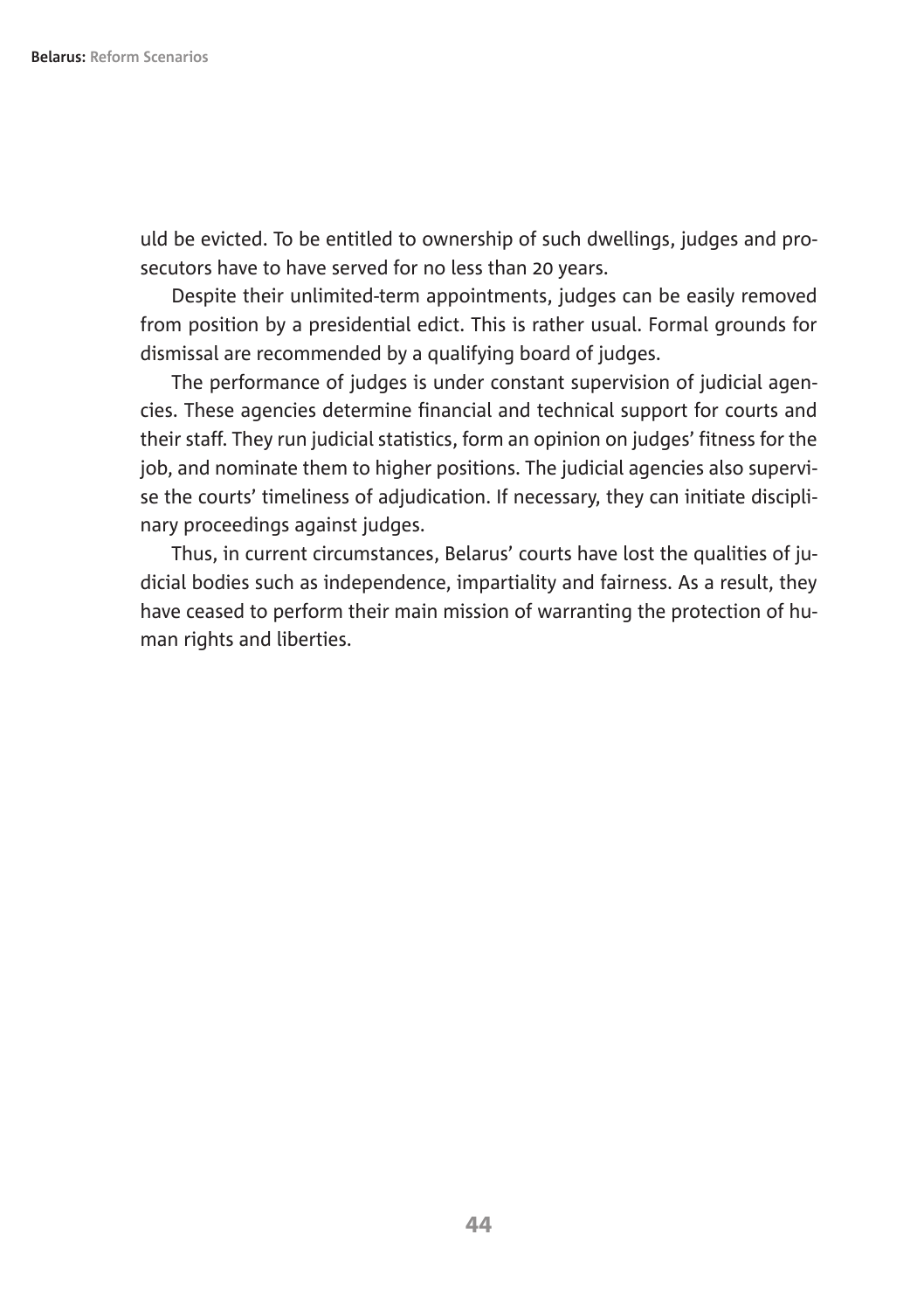uld be evicted. To be entitled to ownership of such dwellings, judges and prosecutors have to have served for no less than 20 years.

Despite their unlimited-term appointments, judges can be easily removed from position by a presidential edict. This is rather usual. Formal grounds for dismissal are recommended by a qualifying board of judges.

The performance of judges is under constant supervision of judicial agencies. These agencies determine financial and technical support for courts and their staff. They run judicial statistics, form an opinion on judges' fitness for the job, and nominate them to higher positions. The judicial agencies also supervise the courts' timeliness of adjudication. If necessary, they can initiate disciplinary proceedings against judges.

Thus, in current circumstances, Belarus' courts have lost the qualities of judicial bodies such as independence, impartiality and fairness. As a result, they have ceased to perform their main mission of warranting the protection of human rights and liberties.